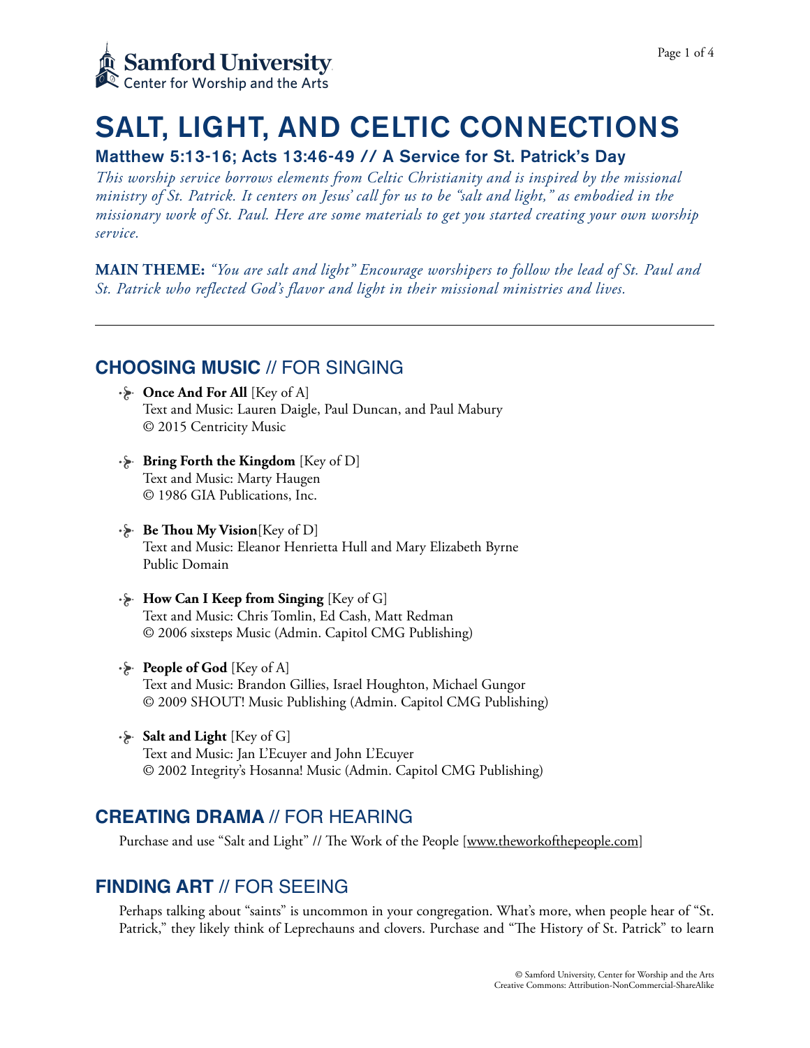**Samford University**
Center for Worship and the Arts

# SALT, LIGHT, AND CELTIC CONNECTIONS

## Matthew 5:13-16; Acts 13:46-49 // A Service for St. Patrick's Day

*This worship service borrows elements from Celtic Christianity and is inspired by the missional ministry of St. Patrick. It centers on Jesus' call for us to be "salt and light," as embodied in the missionary work of St. Paul. Here are some materials to get you started creating your own worship service.*

**MAIN THEME:** *"You are salt and light" Encourage worshipers to follow the lead of St. Paul and St. Patrick who reflected God's flavor and light in their missional ministries and lives.*

---

## CHOOSING MUSIC // FOR SINGING

- **Once And For All** [Key of A]
  Text and Music: Lauren Daigle, Paul Duncan, and Paul Mabury
  © 2015 Centricity Music

- **Bring Forth the Kingdom** [Key of D]
  Text and Music: Marty Haugen
  © 1986 GIA Publications, Inc.

- **Be Thou My Vision**[Key of D]
  Text and Music: Eleanor Henrietta Hull and Mary Elizabeth Byrne
  Public Domain

- **How Can I Keep from Singing** [Key of G]
  Text and Music: Chris Tomlin, Ed Cash, Matt Redman
  © 2006 sixsteps Music (Admin. Capitol CMG Publishing)

- **People of God** [Key of A]
  Text and Music: Brandon Gillies, Israel Houghton, Michael Gungor
  © 2009 SHOUT! Music Publishing (Admin. Capitol CMG Publishing)

- **Salt and Light** [Key of G]
  Text and Music: Jan L'Ecuyer and John L'Ecuyer
  © 2002 Integrity's Hosanna! Music (Admin. Capitol CMG Publishing)

## CREATING DRAMA // FOR HEARING

Purchase and use "Salt and Light" // The Work of the People [www.theworkofthepeople.com]

## FINDING ART // FOR SEEING

Perhaps talking about "saints" is uncommon in your congregation. What's more, when people hear of "St. Patrick," they likely think of Leprechauns and clovers. Purchase and "The History of St. Patrick" to learn

© Samford University, Center for Worship and the Arts
Creative Commons: Attribution-NonCommercial-ShareAlike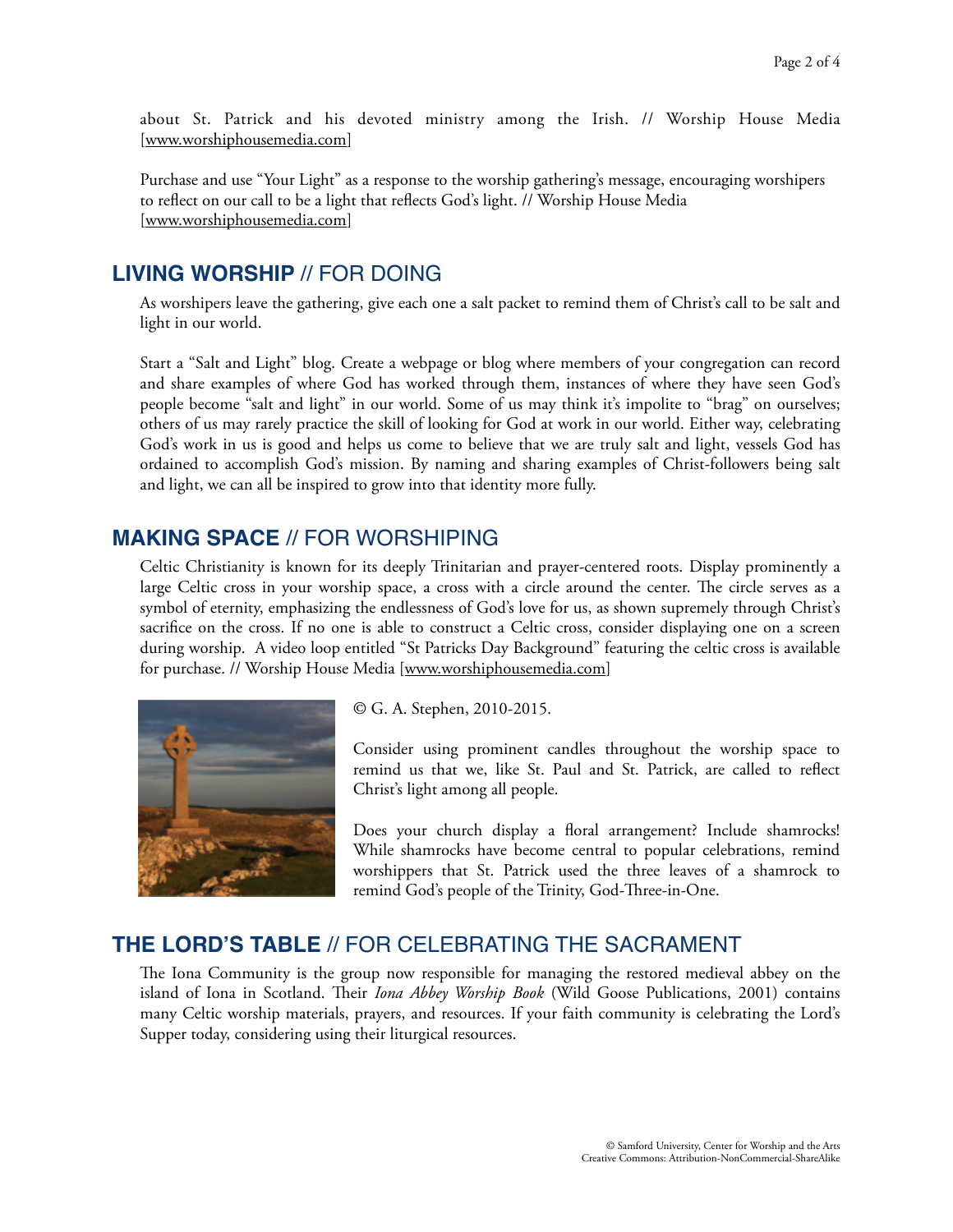about St. Patrick and his devoted ministry among the Irish. // Worship House Media [www.worshiphousemedia.com]

Purchase and use "Your Light" as a response to the worship gathering's message, encouraging worshipers to reflect on our call to be a light that reflects God's light. // Worship House Media [www.worshiphousemedia.com]

## **LIVING WORSHIP** // FOR DOING

As worshipers leave the gathering, give each one a salt packet to remind them of Christ's call to be salt and light in our world.

Start a "Salt and Light" blog. Create a webpage or blog where members of your congregation can record and share examples of where God has worked through them, instances of where they have seen God's people become "salt and light" in our world. Some of us may think it's impolite to "brag" on ourselves; others of us may rarely practice the skill of looking for God at work in our world. Either way, celebrating God's work in us is good and helps us come to believe that we are truly salt and light, vessels God has ordained to accomplish God's mission. By naming and sharing examples of Christ-followers being salt and light, we can all be inspired to grow into that identity more fully.

## **MAKING SPACE** // FOR WORSHIPING

Celtic Christianity is known for its deeply Trinitarian and prayer-centered roots. Display prominently a large Celtic cross in your worship space, a cross with a circle around the center. The circle serves as a symbol of eternity, emphasizing the endlessness of God's love for us, as shown supremely through Christ's sacrifice on the cross. If no one is able to construct a Celtic cross, consider displaying one on a screen during worship. A video loop entitled "St Patricks Day Background" featuring the celtic cross is available for purchase. // Worship House Media [www.worshiphousemedia.com]

© G. A. Stephen, 2010-2015.

Consider using prominent candles throughout the worship space to remind us that we, like St. Paul and St. Patrick, are called to reflect Christ's light among all people.

Does your church display a floral arrangement? Include shamrocks! While shamrocks have become central to popular celebrations, remind worshippers that St. Patrick used the three leaves of a shamrock to remind God's people of the Trinity, God-Three-in-One.

## **THE LORD'S TABLE** // FOR CELEBRATING THE SACRAMENT

The Iona Community is the group now responsible for managing the restored medieval abbey on the island of Iona in Scotland. Their *Iona Abbey Worship Book* (Wild Goose Publications, 2001) contains many Celtic worship materials, prayers, and resources. If your faith community is celebrating the Lord's Supper today, considering using their liturgical resources.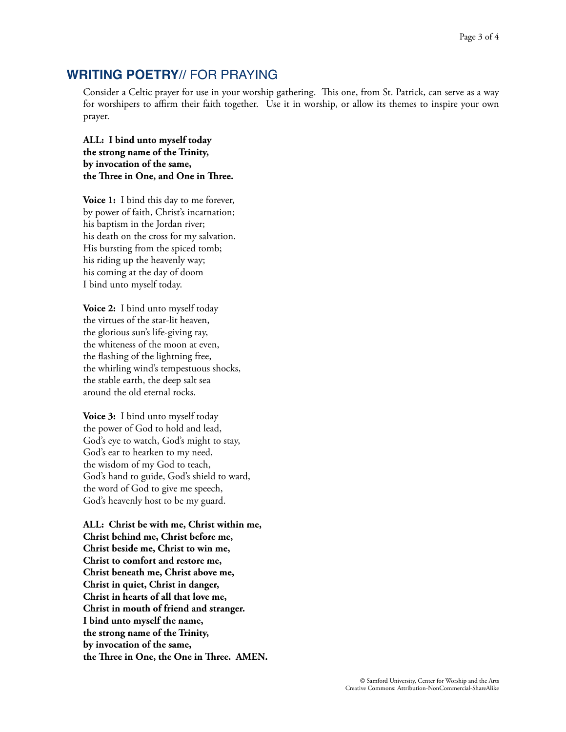## **WRITING POETRY**// FOR PRAYING

Consider a Celtic prayer for use in your worship gathering. This one, from St. Patrick, can serve as a way for worshipers to affirm their faith together. Use it in worship, or allow its themes to inspire your own prayer.

**ALL: I bind unto myself today**
**the strong name of the Trinity,**
**by invocation of the same,**
**the Three in One, and One in Three.**

**Voice 1:** I bind this day to me forever,
by power of faith, Christ's incarnation;
his baptism in the Jordan river;
his death on the cross for my salvation.
His bursting from the spiced tomb;
his riding up the heavenly way;
his coming at the day of doom
I bind unto myself today.

**Voice 2:** I bind unto myself today
the virtues of the star-lit heaven,
the glorious sun's life-giving ray,
the whiteness of the moon at even,
the flashing of the lightning free,
the whirling wind's tempestuous shocks,
the stable earth, the deep salt sea
around the old eternal rocks.

**Voice 3:** I bind unto myself today
the power of God to hold and lead,
God's eye to watch, God's might to stay,
God's ear to hearken to my need,
the wisdom of my God to teach,
God's hand to guide, God's shield to ward,
the word of God to give me speech,
God's heavenly host to be my guard.

**ALL: Christ be with me, Christ within me,**
**Christ behind me, Christ before me,**
**Christ beside me, Christ to win me,**
**Christ to comfort and restore me,**
**Christ beneath me, Christ above me,**
**Christ in quiet, Christ in danger,**
**Christ in hearts of all that love me,**
**Christ in mouth of friend and stranger.**
**I bind unto myself the name,**
**the strong name of the Trinity,**
**by invocation of the same,**
**the Three in One, the One in Three. AMEN.**

© Samford University, Center for Worship and the Arts
Creative Commons: Attribution-NonCommercial-ShareAlike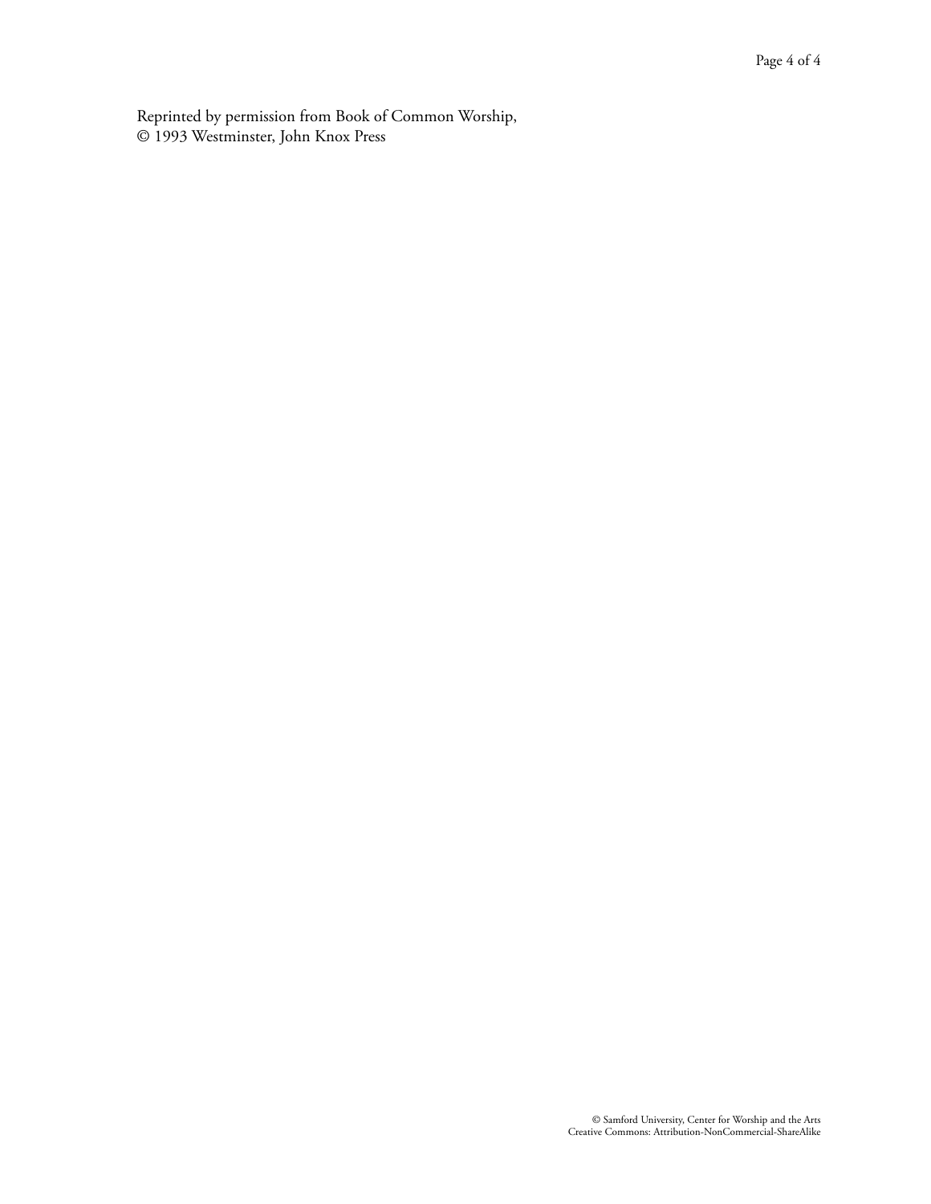Reprinted by permission from Book of Common Worship,
© 1993 Westminster, John Knox Press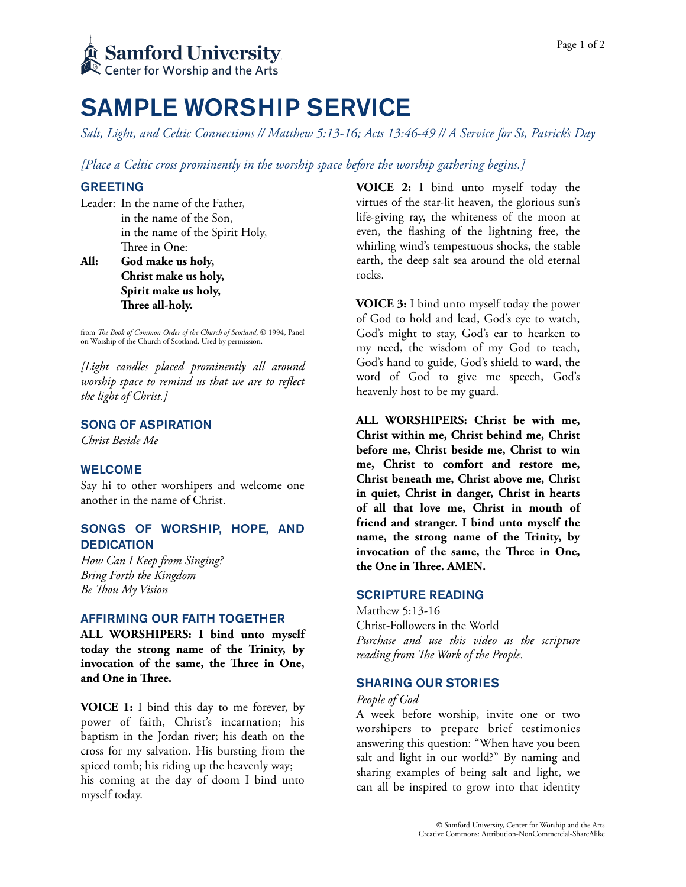Samford University
Center for Worship and the Arts

# SAMPLE WORSHIP SERVICE

*Salt, Light, and Celtic Connections // Matthew 5:13-16; Acts 13:46-49 // A Service for St, Patrick's Day*

*[Place a Celtic cross prominently in the worship space before the worship gathering begins.]*

## GREETING

Leader: In the name of the Father,
in the name of the Son,
in the name of the Spirit Holy,
Three in One:

**All: God make us holy,**
**Christ make us holy,**
**Spirit make us holy,**
**Three all-holy.**

from *The Book of Common Order of the Church of Scotland*, © 1994, Panel on Worship of the Church of Scotland. Used by permission.

*[Light candles placed prominently all around worship space to remind us that we are to reflect the light of Christ.]*

## SONG OF ASPIRATION

*Christ Beside Me*

## WELCOME

Say hi to other worshipers and welcome one another in the name of Christ.

## SONGS OF WORSHIP, HOPE, AND DEDICATION

*How Can I Keep from Singing?*
*Bring Forth the Kingdom*
*Be Thou My Vision*

## AFFIRMING OUR FAITH TOGETHER

**ALL WORSHIPERS: I bind unto myself today the strong name of the Trinity, by invocation of the same, the Three in One, and One in Three.**

**VOICE 1:** I bind this day to me forever, by power of faith, Christ's incarnation; his baptism in the Jordan river; his death on the cross for my salvation. His bursting from the spiced tomb; his riding up the heavenly way; his coming at the day of doom I bind unto myself today.

**VOICE 2:** I bind unto myself today the virtues of the star-lit heaven, the glorious sun's life-giving ray, the whiteness of the moon at even, the flashing of the lightning free, the whirling wind's tempestuous shocks, the stable earth, the deep salt sea around the old eternal rocks.

**VOICE 3:** I bind unto myself today the power of God to hold and lead, God's eye to watch, God's might to stay, God's ear to hearken to my need, the wisdom of my God to teach, God's hand to guide, God's shield to ward, the word of God to give me speech, God's heavenly host to be my guard.

**ALL WORSHIPERS: Christ be with me, Christ within me, Christ behind me, Christ before me, Christ beside me, Christ to win me, Christ to comfort and restore me, Christ beneath me, Christ above me, Christ in quiet, Christ in danger, Christ in hearts of all that love me, Christ in mouth of friend and stranger. I bind unto myself the name, the strong name of the Trinity, by invocation of the same, the Three in One, the One in Three. AMEN.**

## SCRIPTURE READING

Matthew 5:13-16
Christ-Followers in the World
*Purchase and use this video as the scripture reading from The Work of the People.*

## SHARING OUR STORIES

*People of God*
A week before worship, invite one or two worshipers to prepare brief testimonies answering this question: "When have you been salt and light in our world?" By naming and sharing examples of being salt and light, we can all be inspired to grow into that identity

© Samford University, Center for Worship and the Arts
Creative Commons: Attribution-NonCommercial-ShareAlike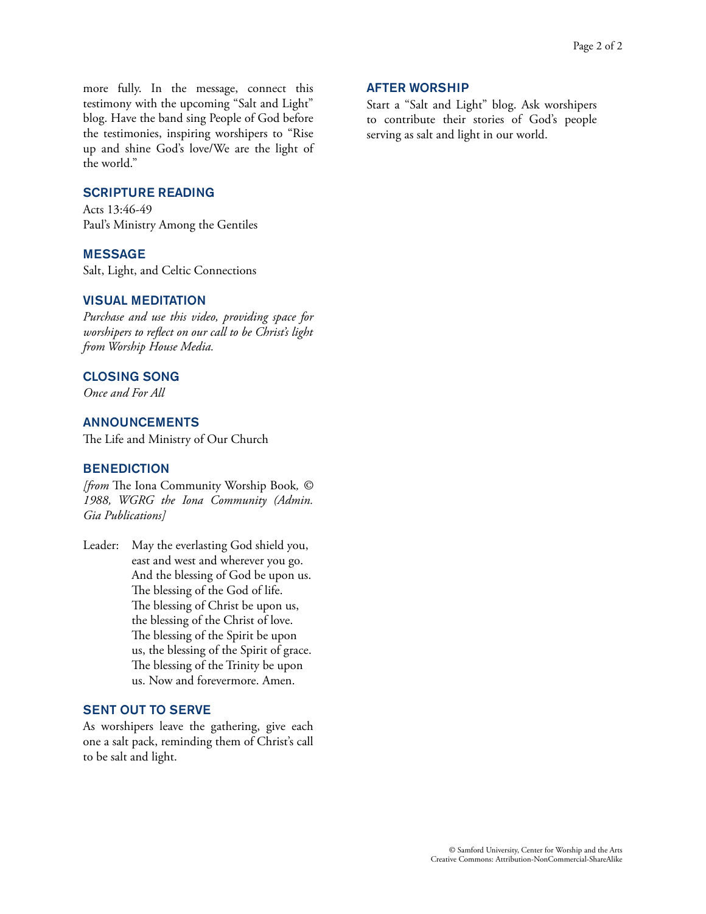more fully. In the message, connect this testimony with the upcoming "Salt and Light" blog. Have the band sing People of God before the testimonies, inspiring worshipers to "Rise up and shine God's love/We are the light of the world."

### SCRIPTURE READING

Acts 13:46-49
Paul's Ministry Among the Gentiles

### MESSAGE

Salt, Light, and Celtic Connections

### VISUAL MEDITATION

*Purchase and use this video, providing space for worshipers to reflect on our call to be Christ's light from Worship House Media.*

### CLOSING SONG

*Once and For All*

### ANNOUNCEMENTS

The Life and Ministry of Our Church

### BENEDICTION

*[from* The Iona Community Worship Book*, © 1988, WGRG the Iona Community (Admin. Gia Publications]*

Leader: May the everlasting God shield you, east and west and wherever you go. And the blessing of God be upon us. The blessing of the God of life. The blessing of Christ be upon us, the blessing of the Christ of love. The blessing of the Spirit be upon us, the blessing of the Spirit of grace. The blessing of the Trinity be upon us. Now and forevermore. Amen.

### SENT OUT TO SERVE

As worshipers leave the gathering, give each one a salt pack, reminding them of Christ's call to be salt and light.

### AFTER WORSHIP

Start a "Salt and Light" blog. Ask worshipers to contribute their stories of God's people serving as salt and light in our world.

© Samford University, Center for Worship and the Arts
Creative Commons: Attribution-NonCommercial-ShareAlike